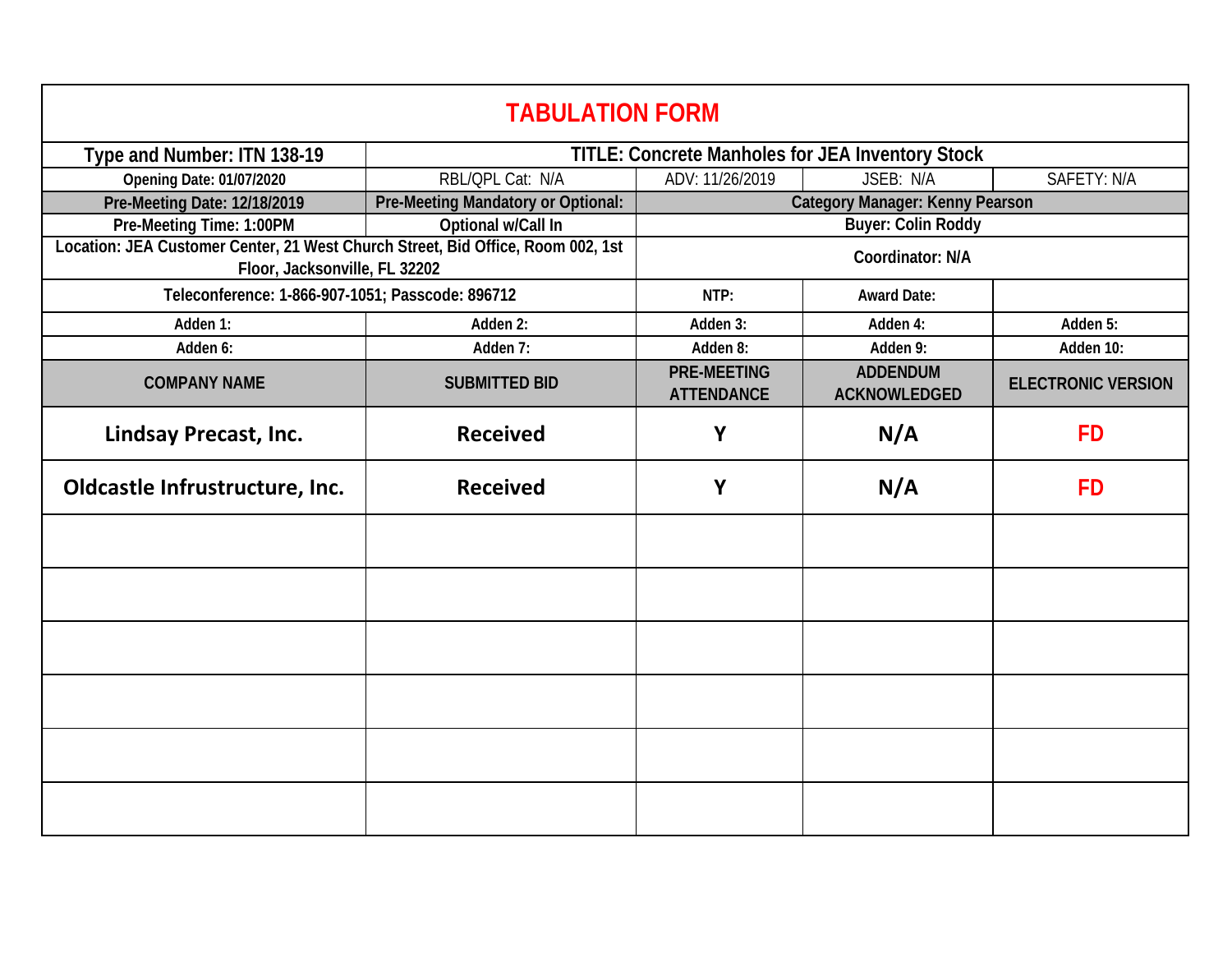# TABULATION FORM

| | | | | |
|---|---|---|---|---|
| **Type and Number: ITN 138-19** | **TITLE: Concrete Manholes for JEA Inventory Stock** | | | |
| **Opening Date: 01/07/2020** | RBL/QPL Cat: N/A | ADV: 11/26/2019 | JSEB: N/A | SAFETY: N/A |
| **Pre-Meeting Date: 12/18/2019** | **Pre-Meeting Mandatory or Optional:** | **Category Manager: Kenny Pearson** | | |
| **Pre-Meeting Time: 1:00PM** | **Optional w/Call In** | **Buyer: Colin Roddy** | | |
| **Location: JEA Customer Center, 21 West Church Street, Bid Office, Room 002, 1st Floor, Jacksonville, FL 32202** | | **Coordinator: N/A** | | |
| **Teleconference: 1-866-907-1051; Passcode: 896712** | | **NTP:** | **Award Date:** | |
| **Adden 1:** | **Adden 2:** | **Adden 3:** | **Adden 4:** | **Adden 5:** |
| **Adden 6:** | **Adden 7:** | **Adden 8:** | **Adden 9:** | **Adden 10:** |
| **COMPANY NAME** | **SUBMITTED BID** | **PRE-MEETING ATTENDANCE** | **ADDENDUM ACKNOWLEDGED** | **ELECTRONIC VERSION** |
| **Lindsay Precast, Inc.** | **Received** | **Y** | **N/A** | **FD** |
| **Oldcastle Infrustructure, Inc.** | **Received** | **Y** | **N/A** | **FD** |
| | | | | |
| | | | | |
| | | | | |
| | | | | |
| | | | | |
| | | | | |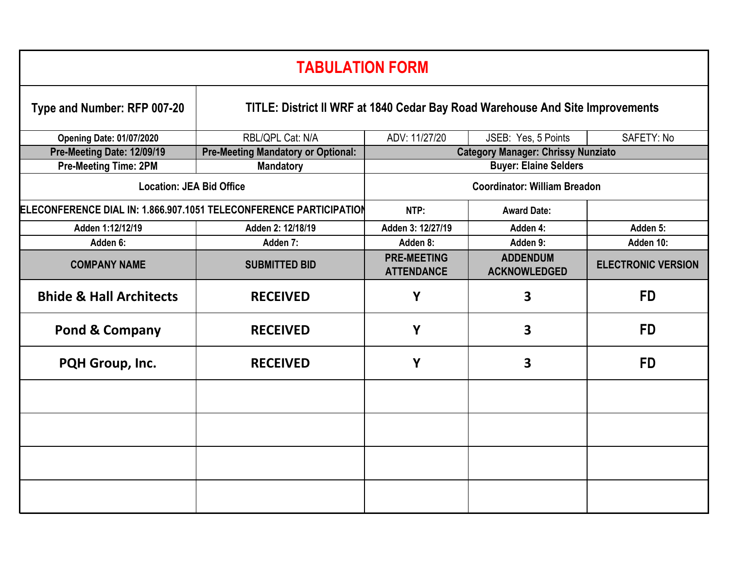# TABULATION FORM

| | | | | |
|---|---|---|---|---|
| **Type and Number: RFP 007-20** | **TITLE: District II WRF at 1840 Cedar Bay Road Warehouse And Site Improvements** | | | |
| **Opening Date: 01/07/2020** | RBL/QPL Cat: N/A | ADV: 11/27/20 | JSEB: Yes, 5 Points | SAFETY: No |
| **Pre-Meeting Date: 12/09/19** | **Pre-Meeting Mandatory or Optional:** | **Category Manager: Chrissy Nunziato** | | |
| **Pre-Meeting Time: 2PM** | **Mandatory** | **Buyer: Elaine Selders** | | |
| **Location: JEA Bid Office** | | **Coordinator: William Breadon** | | |
| **ELECONFERENCE DIAL IN: 1.866.907.1051 TELECONFERENCE PARTICIPATION** | | **NTP:** | **Award Date:** | |
| **Adden 1:12/12/19** | **Adden 2: 12/18/19** | **Adden 3: 12/27/19** | **Adden 4:** | **Adden 5:** |
| **Adden 6:** | **Adden 7:** | **Adden 8:** | **Adden 9:** | **Adden 10:** |
| **COMPANY NAME** | **SUBMITTED BID** | **PRE-MEETING ATTENDANCE** | **ADDENDUM ACKNOWLEDGED** | **ELECTRONIC VERSION** |
| **Bhide & Hall Architects** | **RECEIVED** | **Y** | **3** | **FD** |
| **Pond & Company** | **RECEIVED** | **Y** | **3** | **FD** |
| **PQH Group, Inc.** | **RECEIVED** | **Y** | **3** | **FD** |
| | | | | |
| | | | | |
| | | | | |
| | | | | |